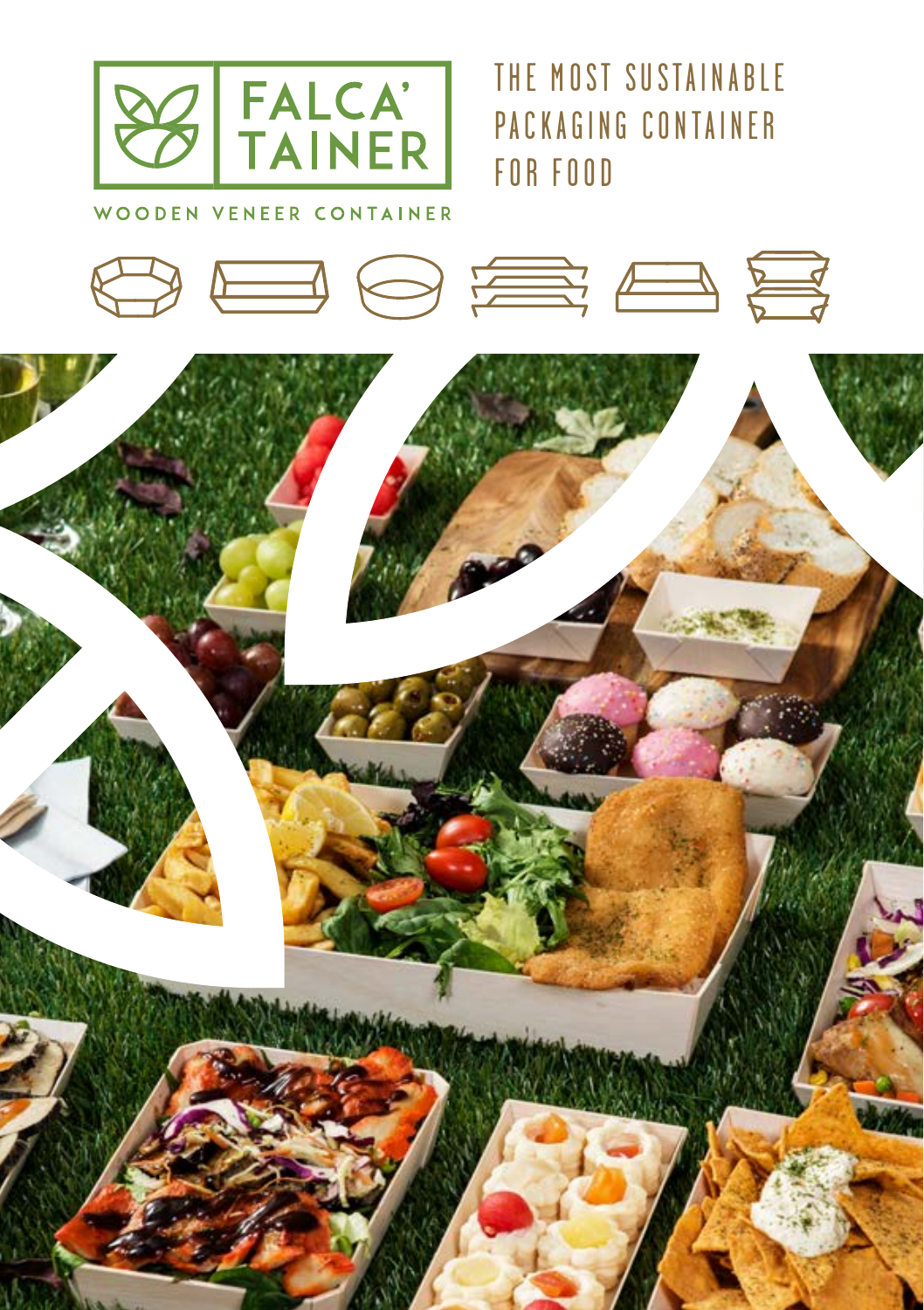# FALCA' TAINER

WOODEN VENEER CONTAINER

## THE MOST SUSTAINABLE PACKAGING CONTAINER FOR FOOD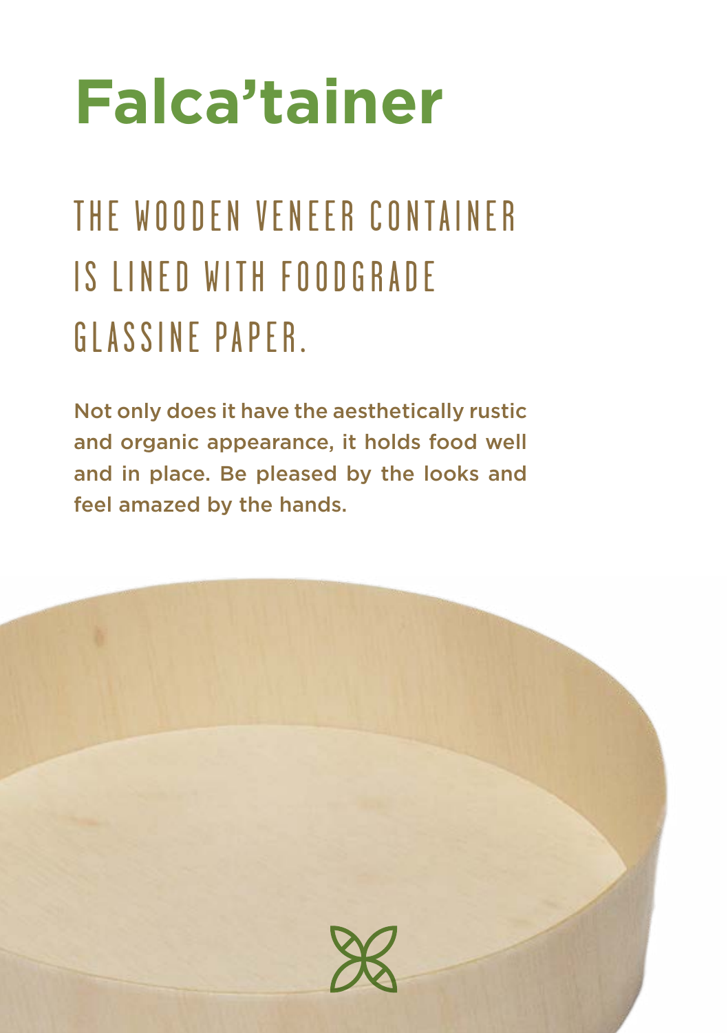# Falca’tainer

## THE WOODEN VENEER CONTAINER IS LINED WITH FOODGRADE GLASSINE PAPER.

Not only does it have the aesthetically rustic and organic appearance, it holds food well and in place. Be pleased by the looks and feel amazed by the hands.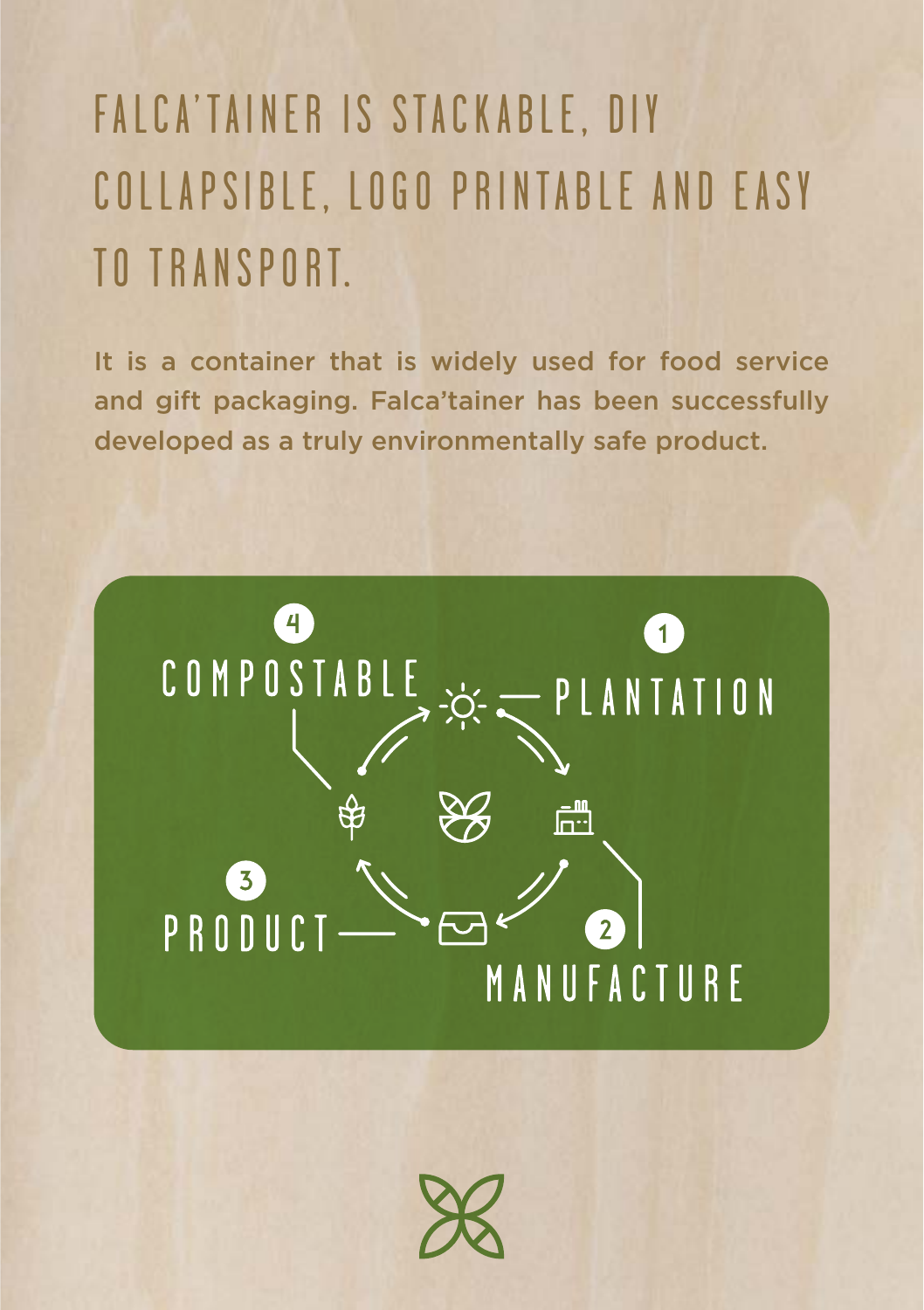# FALCA'TAINER IS STACKABLE, DIY COLLAPSIBLE, LOGO PRINTABLE AND EASY TO TRANSPORT.

It is a container that is widely used for food service and gift packaging. Falca'tainer has been successfully developed as a truly environmentally safe product.

1. PLANTATION
2. MANUFACTURE
3. PRODUCT
4. COMPOSTABLE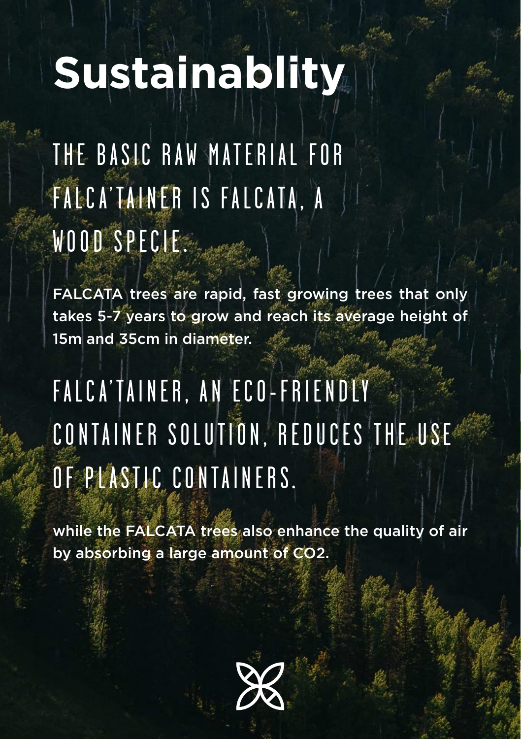# Sustainablity

## THE BASIC RAW MATERIAL FOR FALCA'TAINER IS FALCATA, A WOOD SPECIE.

FALCATA trees are rapid, fast growing trees that only takes 5-7 years to grow and reach its average height of 15m and 35cm in diameter.

## FALCA'TAINER, AN ECO-FRIENDLY CONTAINER SOLUTION, REDUCES THE USE OF PLASTIC CONTAINERS.

while the FALCATA trees also enhance the quality of air by absorbing a large amount of $CO_2$.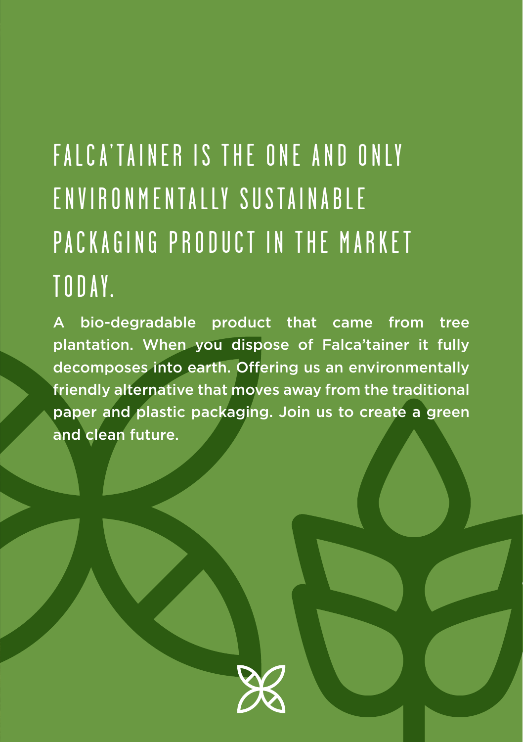# FALCA'TAINER IS THE ONE AND ONLY ENVIRONMENTALLY SUSTAINABLE PACKAGING PRODUCT IN THE MARKET TODAY.

A bio-degradable product that came from tree plantation. When you dispose of Falca'tainer it fully decomposes into earth. Offering us an environmentally friendly alternative that moves away from the traditional paper and plastic packaging. Join us to create a green and clean future.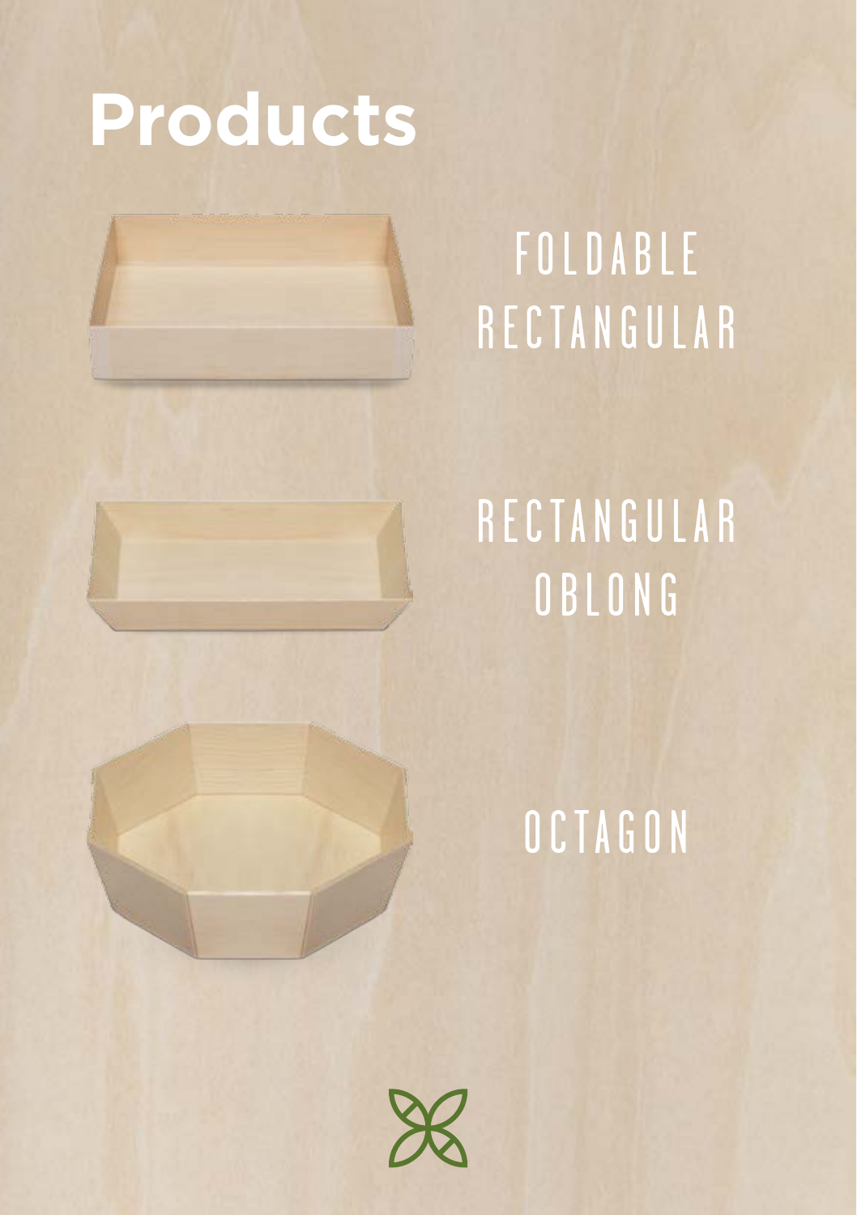# Products

FOLDABLE RECTANGULAR

RECTANGULAR OBLONG

OCTAGON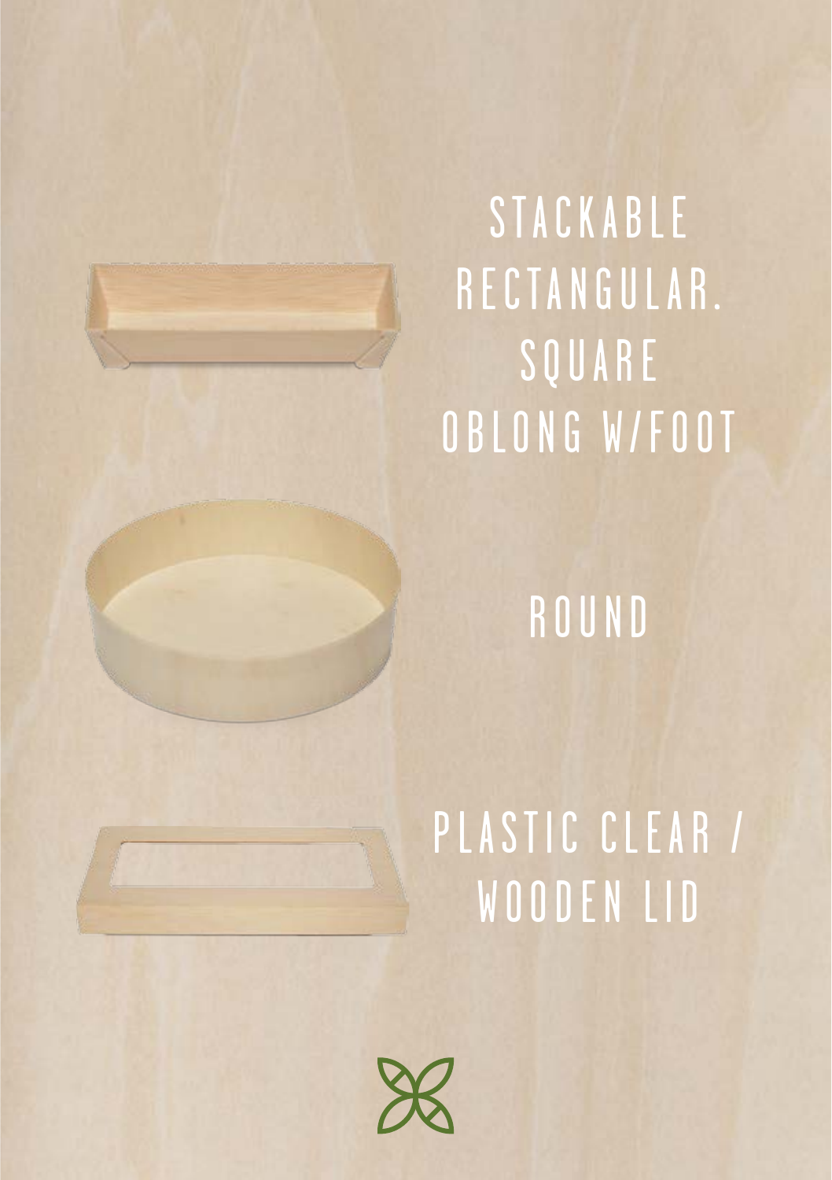STACKABLE
RECTANGULAR.
SQUARE
OBLONG W/FOOT

ROUND

PLASTIC CLEAR /
WOODEN LID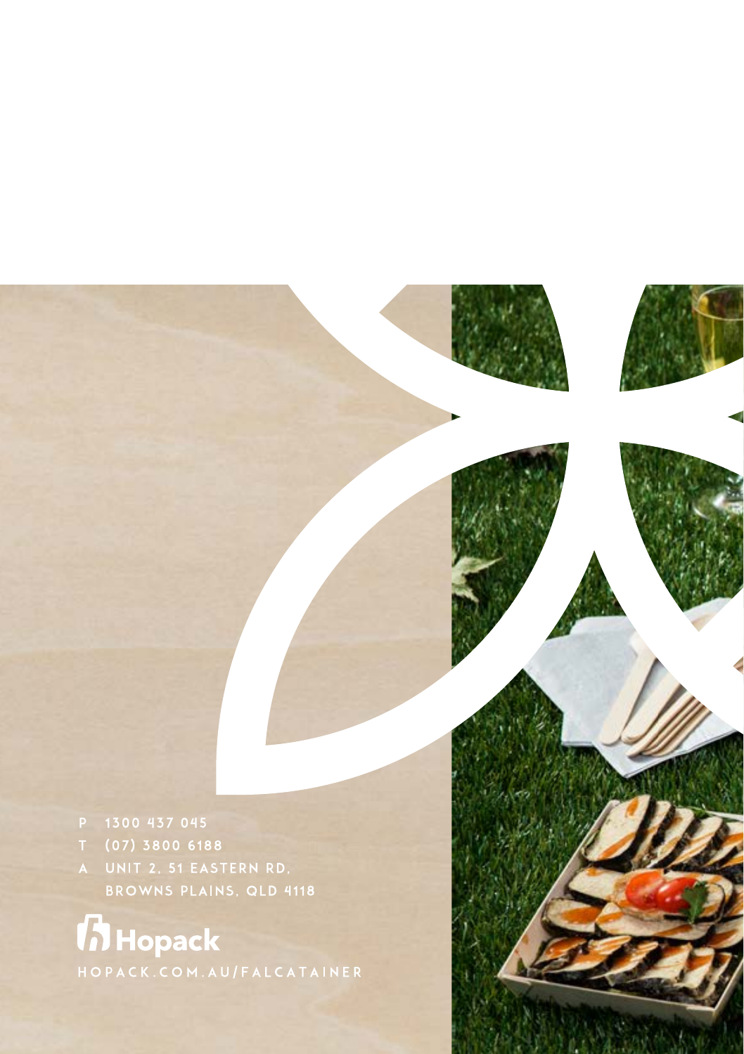P 1300 437 045
T (07) 3800 6188
A UNIT 2, 51 EASTERN RD, BROWNS PLAINS, QLD 4118

Hopack

HOPACK.COM.AU/FALCATAINER